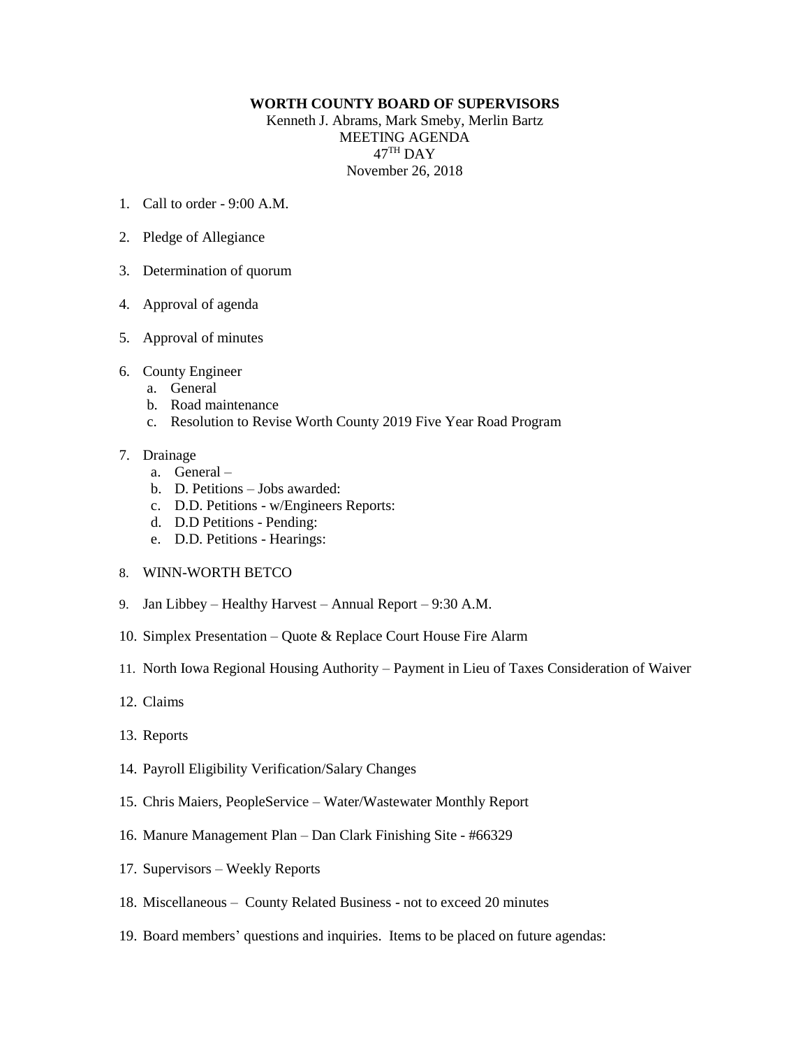**WORTH COUNTY BOARD OF SUPERVISORS**
Kenneth J. Abrams, Mark Smeby, Merlin Bartz
MEETING AGENDA
47TH DAY
November 26, 2018

1. Call to order - 9:00 A.M.

2. Pledge of Allegiance

3. Determination of quorum

4. Approval of agenda

5. Approval of minutes

6. County Engineer
   a. General
   b. Road maintenance
   c. Resolution to Revise Worth County 2019 Five Year Road Program

7. Drainage
   a. General –
   b. D. Petitions – Jobs awarded:
   c. D.D. Petitions - w/Engineers Reports:
   d. D.D Petitions - Pending:
   e. D.D. Petitions - Hearings:

8. WINN-WORTH BETCO

9. Jan Libbey – Healthy Harvest – Annual Report – 9:30 A.M.

10. Simplex Presentation – Quote & Replace Court House Fire Alarm

11. North Iowa Regional Housing Authority – Payment in Lieu of Taxes Consideration of Waiver

12. Claims

13. Reports

14. Payroll Eligibility Verification/Salary Changes

15. Chris Maiers, PeopleService – Water/Wastewater Monthly Report

16. Manure Management Plan – Dan Clark Finishing Site - #66329

17. Supervisors – Weekly Reports

18. Miscellaneous – County Related Business - not to exceed 20 minutes

19. Board members' questions and inquiries. Items to be placed on future agendas: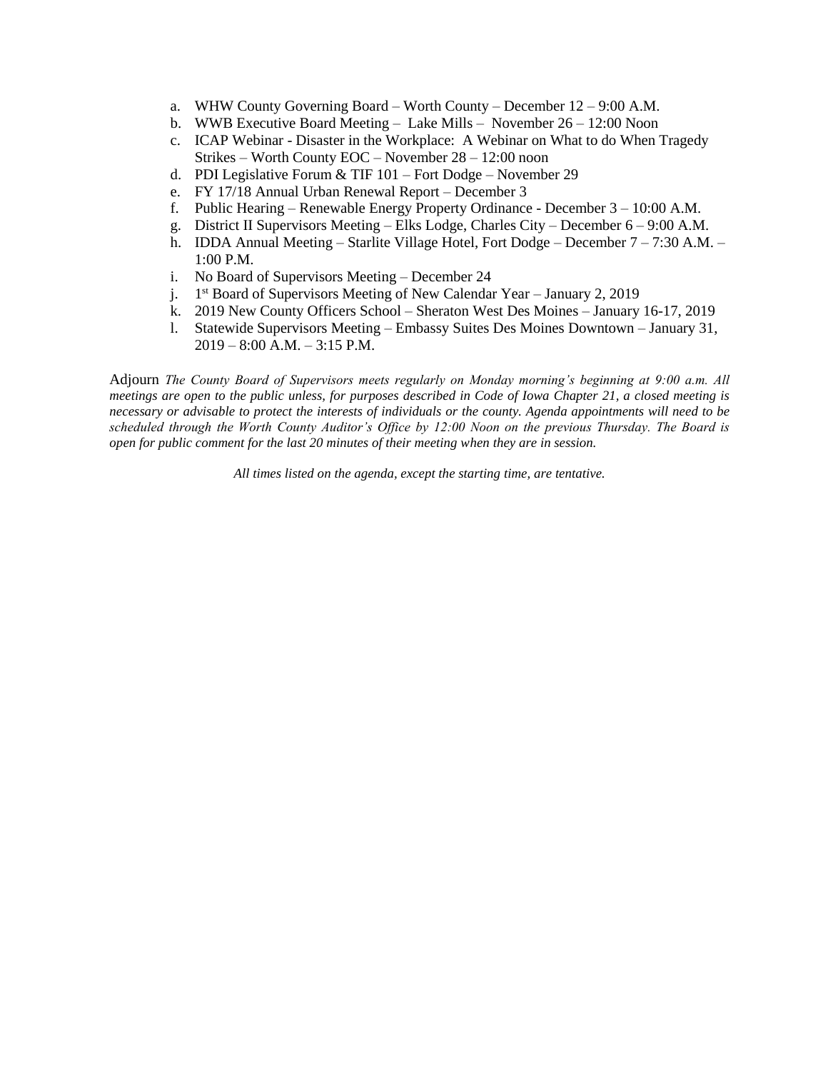a. WHW County Governing Board – Worth County – December 12 – 9:00 A.M.
b. WWB Executive Board Meeting – Lake Mills – November 26 – 12:00 Noon
c. ICAP Webinar - Disaster in the Workplace: A Webinar on What to do When Tragedy Strikes – Worth County EOC – November 28 – 12:00 noon
d. PDI Legislative Forum & TIF 101 – Fort Dodge – November 29
e. FY 17/18 Annual Urban Renewal Report – December 3
f. Public Hearing – Renewable Energy Property Ordinance - December 3 – 10:00 A.M.
g. District II Supervisors Meeting – Elks Lodge, Charles City – December 6 – 9:00 A.M.
h. IDDA Annual Meeting – Starlite Village Hotel, Fort Dodge – December 7 – 7:30 A.M. – 1:00 P.M.
i. No Board of Supervisors Meeting – December 24
j. 1st Board of Supervisors Meeting of New Calendar Year – January 2, 2019
k. 2019 New County Officers School – Sheraton West Des Moines – January 16-17, 2019
l. Statewide Supervisors Meeting – Embassy Suites Des Moines Downtown – January 31, 2019 – 8:00 A.M. – 3:15 P.M.

Adjourn *The County Board of Supervisors meets regularly on Monday morning's beginning at 9:00 a.m. All meetings are open to the public unless, for purposes described in Code of Iowa Chapter 21, a closed meeting is necessary or advisable to protect the interests of individuals or the county. Agenda appointments will need to be scheduled through the Worth County Auditor's Office by 12:00 Noon on the previous Thursday. The Board is open for public comment for the last 20 minutes of their meeting when they are in session.*

*All times listed on the agenda, except the starting time, are tentative.*